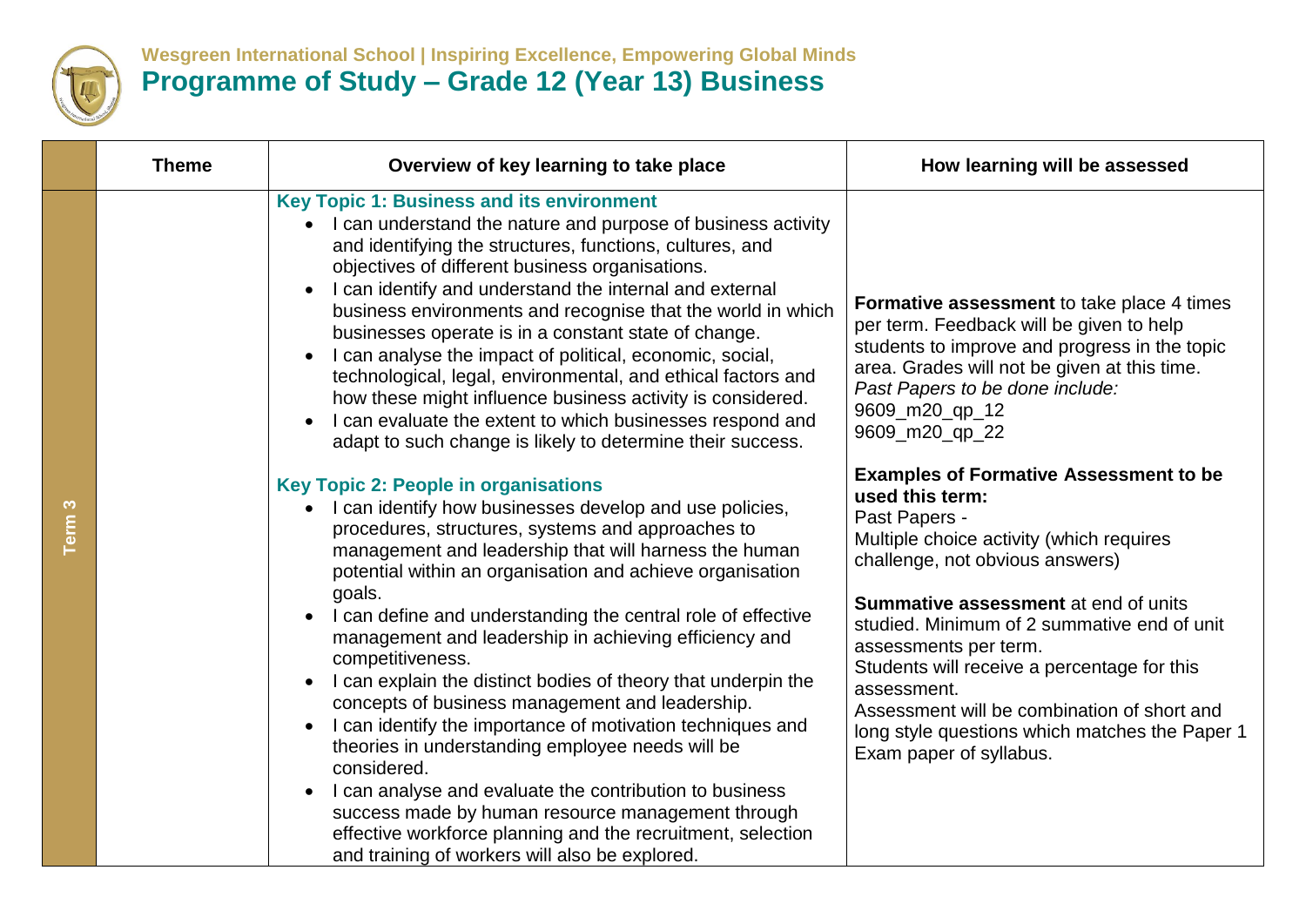**Wesgreen International School | Inspiring Excellence, Empowering Global Minds**

# Programme of Study – Grade 12 (Year 13) Business

| | Theme | Overview of key learning to take place | How learning will be assessed |
|---|---|---|---|
| Term 3 | | **Key Topic 1: Business and its environment**<br>• I can understand the nature and purpose of business activity and identifying the structures, functions, cultures, and objectives of different business organisations.<br>• I can identify and understand the internal and external business environments and recognise that the world in which businesses operate is in a constant state of change.<br>• I can analyse the impact of political, economic, social, technological, legal, environmental, and ethical factors and how these might influence business activity is considered.<br>• I can evaluate the extent to which businesses respond and adapt to such change is likely to determine their success.<br><br>**Key Topic 2: People in organisations**<br>• I can identify how businesses develop and use policies, procedures, structures, systems and approaches to management and leadership that will harness the human potential within an organisation and achieve organisation goals.<br>• I can define and understanding the central role of effective management and leadership in achieving efficiency and competitiveness.<br>• I can explain the distinct bodies of theory that underpin the concepts of business management and leadership.<br>• I can identify the importance of motivation techniques and theories in understanding employee needs will be considered.<br>• I can analyse and evaluate the contribution to business success made by human resource management through effective workforce planning and the recruitment, selection and training of workers will also be explored. | **Formative assessment** to take place 4 times per term. Feedback will be given to help students to improve and progress in the topic area. Grades will not be given at this time.<br>*Past Papers to be done include:*<br>9609_m20_qp_12<br>9609_m20_qp_22<br><br>**Examples of Formative Assessment to be used this term:**<br>Past Papers -<br>Multiple choice activity (which requires challenge, not obvious answers)<br><br>**Summative assessment** at end of units studied. Minimum of 2 summative end of unit assessments per term.<br>Students will receive a percentage for this assessment.<br>Assessment will be combination of short and long style questions which matches the Paper 1 Exam paper of syllabus. |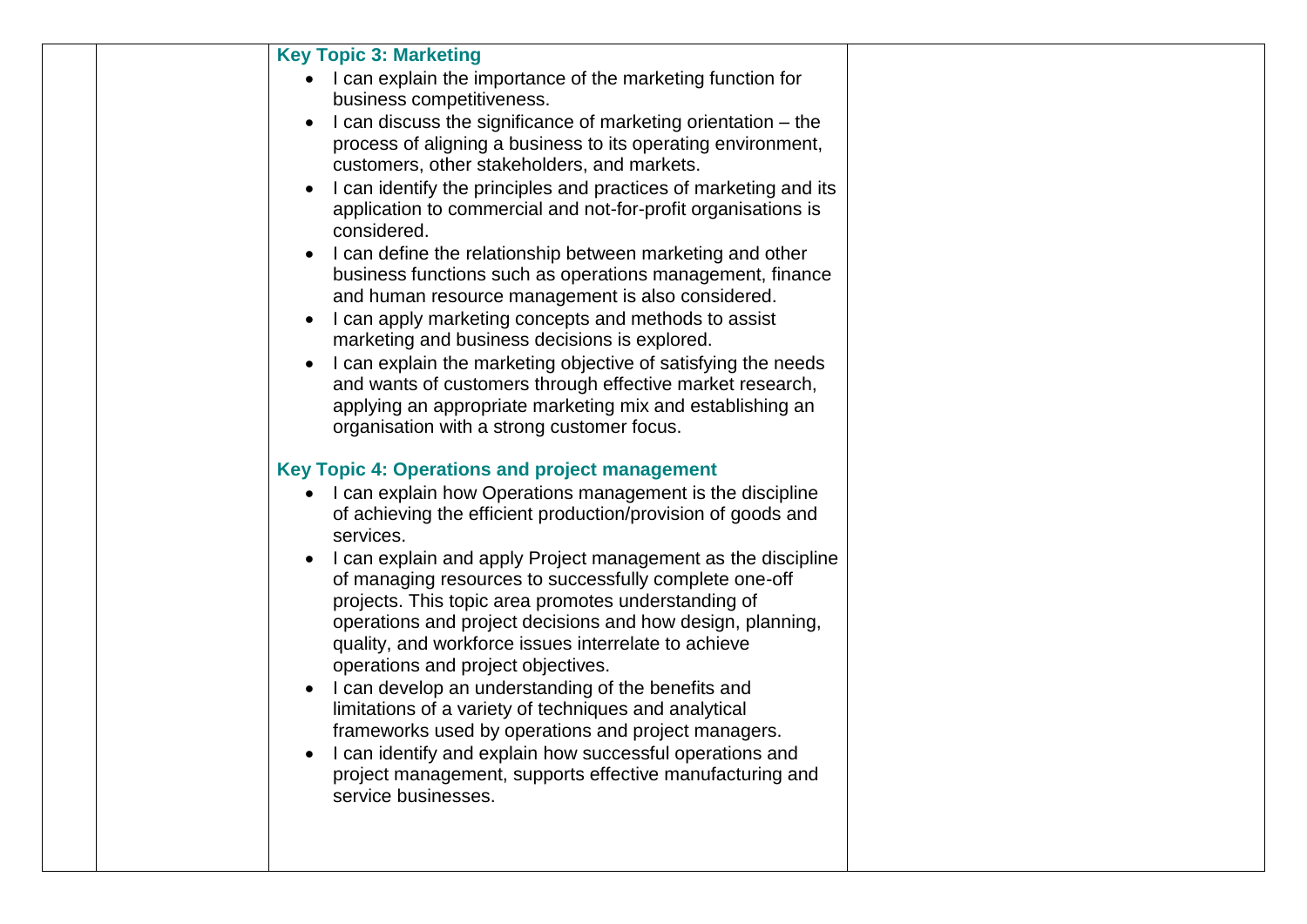| | | Key Topic 3: Marketing<br>• I can explain the importance of the marketing function for business competitiveness.<br>• I can discuss the significance of marketing orientation – the process of aligning a business to its operating environment, customers, other stakeholders, and markets.<br>• I can identify the principles and practices of marketing and its application to commercial and not-for-profit organisations is considered.<br>• I can define the relationship between marketing and other business functions such as operations management, finance and human resource management is also considered.<br>• I can apply marketing concepts and methods to assist marketing and business decisions is explored.<br>• I can explain the marketing objective of satisfying the needs and wants of customers through effective market research, applying an appropriate marketing mix and establishing an organisation with a strong customer focus.<br><br>Key Topic 4: Operations and project management<br>• I can explain how Operations management is the discipline of achieving the efficient production/provision of goods and services.<br>• I can explain and apply Project management as the discipline of managing resources to successfully complete one-off projects. This topic area promotes understanding of operations and project decisions and how design, planning, quality, and workforce issues interrelate to achieve operations and project objectives.<br>• I can develop an understanding of the benefits and limitations of a variety of techniques and analytical frameworks used by operations and project managers.<br>• I can identify and explain how successful operations and project management, supports effective manufacturing and service businesses. | |
|---|---|---|---|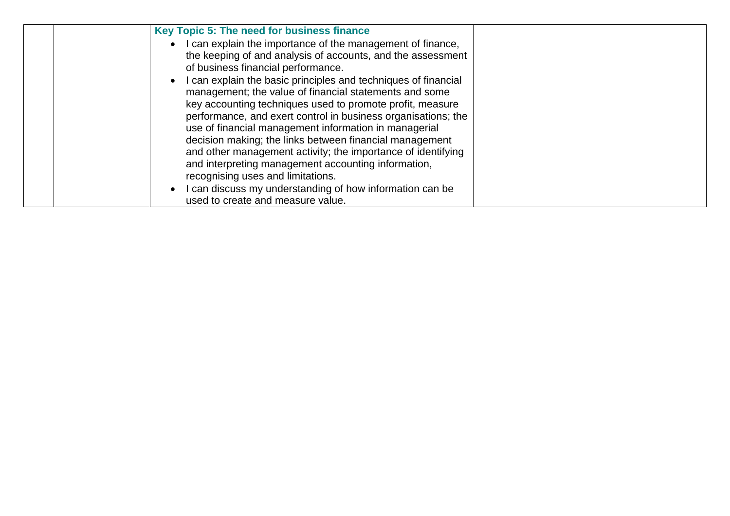| | | | |
|---|---|---|---|
| | | **Key Topic 5: The need for business finance**<br>• I can explain the importance of the management of finance, the keeping of and analysis of accounts, and the assessment of business financial performance.<br>• I can explain the basic principles and techniques of financial management; the value of financial statements and some key accounting techniques used to promote profit, measure performance, and exert control in business organisations; the use of financial management information in managerial decision making; the links between financial management and other management activity; the importance of identifying and interpreting management accounting information, recognising uses and limitations.<br>• I can discuss my understanding of how information can be used to create and measure value. | |